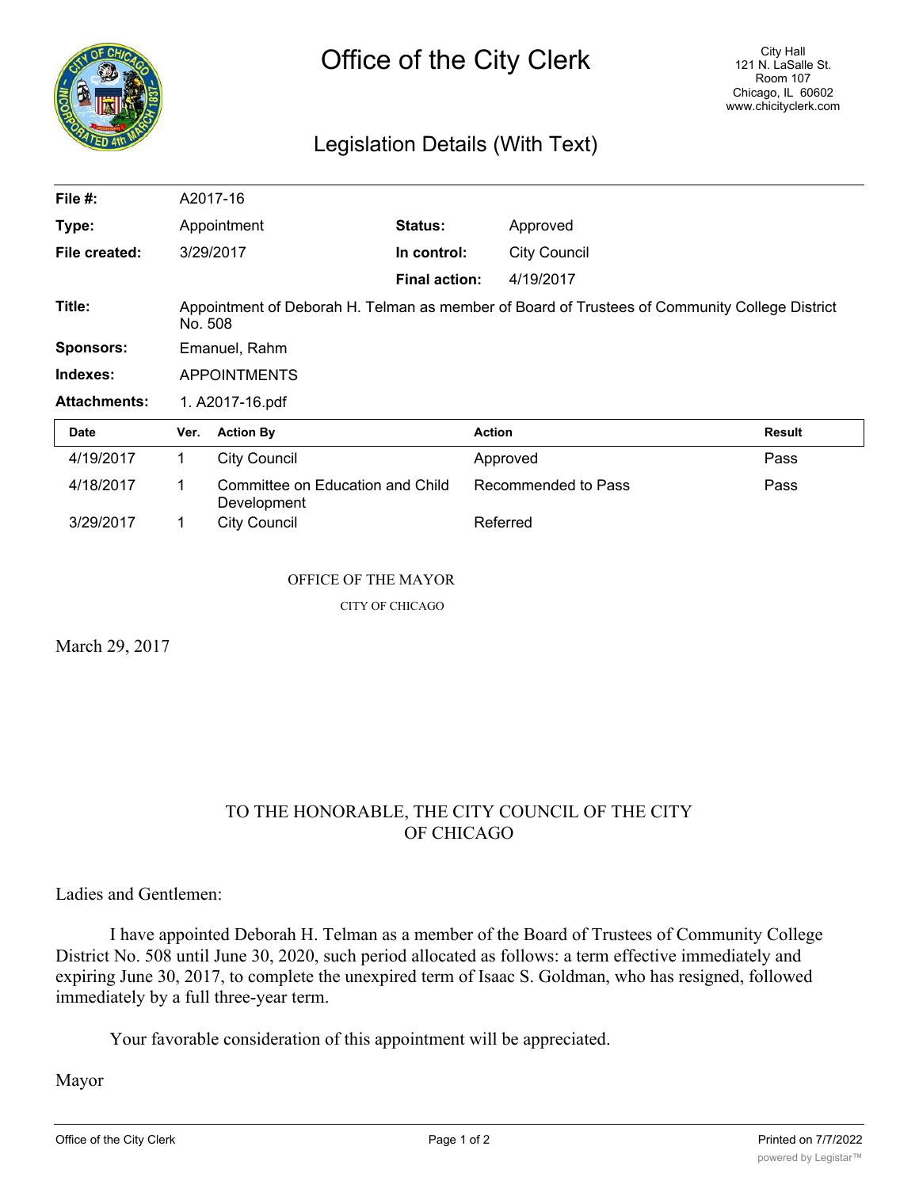# Office of the City Clerk

City Hall
121 N. LaSalle St.
Room 107
Chicago, IL 60602
www.chicityclerk.com

## Legislation Details (With Text)

| | | | |
|---|---|---|---|
| **File #:** | A2017-16 | | |
| **Type:** | Appointment | **Status:** | Approved |
| **File created:** | 3/29/2017 | **In control:** | City Council |
| | | **Final action:** | 4/19/2017 |

**Title:** Appointment of Deborah H. Telman as member of Board of Trustees of Community College District No. 508

**Sponsors:** Emanuel, Rahm

**Indexes:** APPOINTMENTS

**Attachments:** 1. A2017-16.pdf

| Date | Ver. | Action By | Action | Result |
|---|---|---|---|---|
| 4/19/2017 | 1 | City Council | Approved | Pass |
| 4/18/2017 | 1 | Committee on Education and Child Development | Recommended to Pass | Pass |
| 3/29/2017 | 1 | City Council | Referred | |

OFFICE OF THE MAYOR

CITY OF CHICAGO

March 29, 2017

TO THE HONORABLE, THE CITY COUNCIL OF THE CITY OF CHICAGO

Ladies and Gentlemen:

I have appointed Deborah H. Telman as a member of the Board of Trustees of Community College District No. 508 until June 30, 2020, such period allocated as follows: a term effective immediately and expiring June 30, 2017, to complete the unexpired term of Isaac S. Goldman, who has resigned, followed immediately by a full three-year term.

Your favorable consideration of this appointment will be appreciated.

Mayor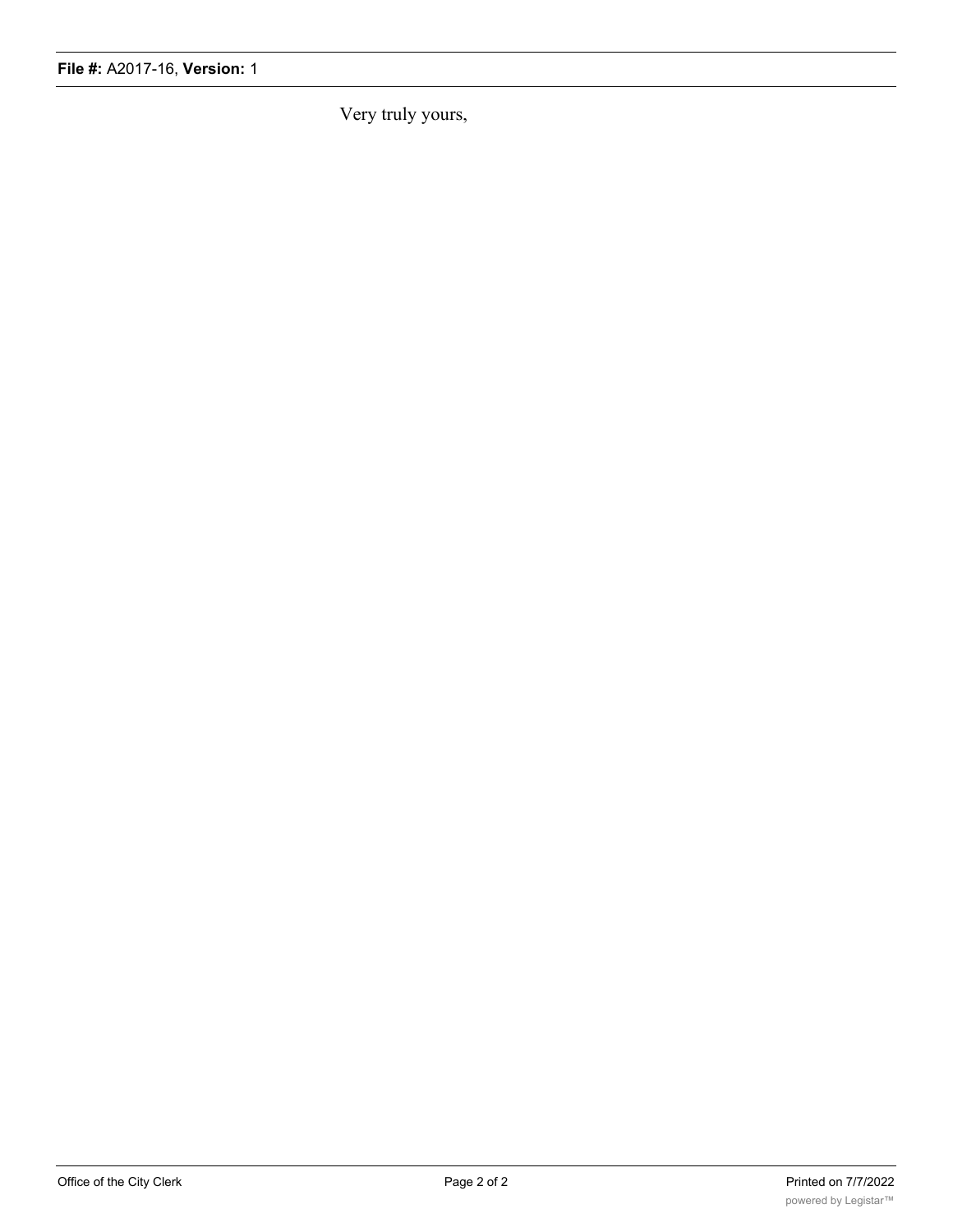Very truly yours,